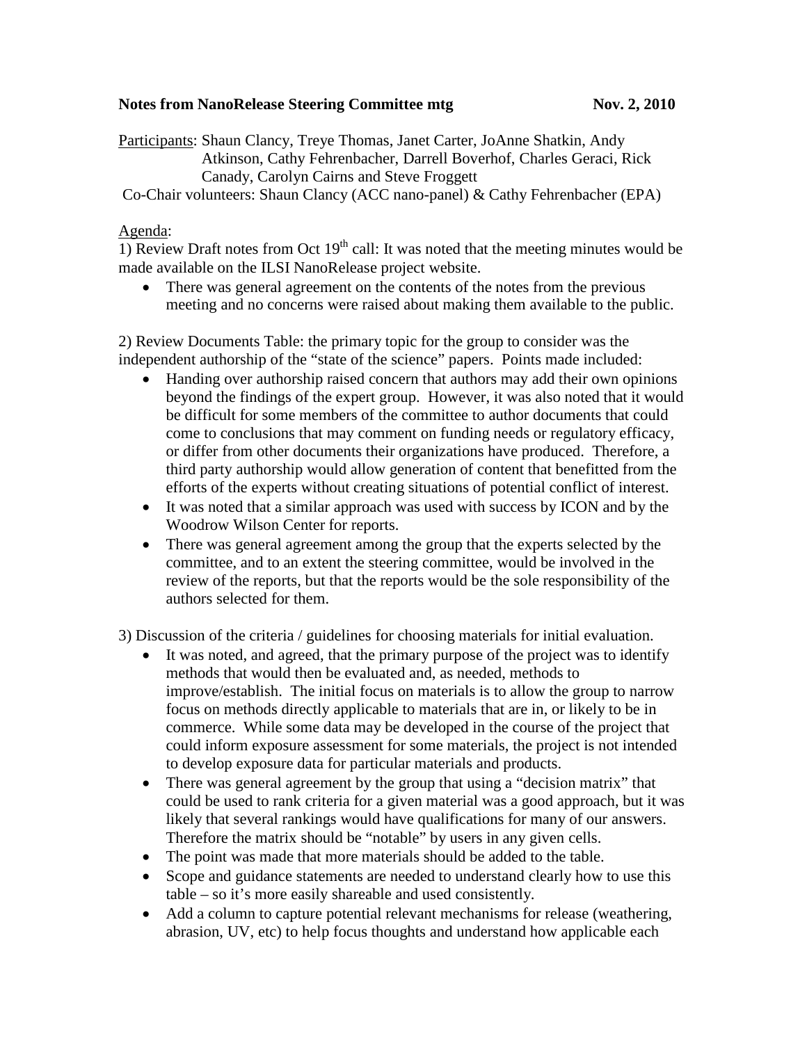**Notes from NanoRelease Steering Committee mtg** **Nov. 2, 2010**

Participants: Shaun Clancy, Treye Thomas, Janet Carter, JoAnne Shatkin, Andy Atkinson, Cathy Fehrenbacher, Darrell Boverhof, Charles Geraci, Rick Canady, Carolyn Cairns and Steve Froggett

Co-Chair volunteers: Shaun Clancy (ACC nano-panel) & Cathy Fehrenbacher (EPA)

Agenda:

1) Review Draft notes from Oct 19th call: It was noted that the meeting minutes would be made available on the ILSI NanoRelease project website.

- There was general agreement on the contents of the notes from the previous meeting and no concerns were raised about making them available to the public.

2) Review Documents Table: the primary topic for the group to consider was the independent authorship of the "state of the science" papers. Points made included:

- Handing over authorship raised concern that authors may add their own opinions beyond the findings of the expert group. However, it was also noted that it would be difficult for some members of the committee to author documents that could come to conclusions that may comment on funding needs or regulatory efficacy, or differ from other documents their organizations have produced. Therefore, a third party authorship would allow generation of content that benefitted from the efforts of the experts without creating situations of potential conflict of interest.
- It was noted that a similar approach was used with success by ICON and by the Woodrow Wilson Center for reports.
- There was general agreement among the group that the experts selected by the committee, and to an extent the steering committee, would be involved in the review of the reports, but that the reports would be the sole responsibility of the authors selected for them.

3) Discussion of the criteria / guidelines for choosing materials for initial evaluation.

- It was noted, and agreed, that the primary purpose of the project was to identify methods that would then be evaluated and, as needed, methods to improve/establish. The initial focus on materials is to allow the group to narrow focus on methods directly applicable to materials that are in, or likely to be in commerce. While some data may be developed in the course of the project that could inform exposure assessment for some materials, the project is not intended to develop exposure data for particular materials and products.
- There was general agreement by the group that using a "decision matrix" that could be used to rank criteria for a given material was a good approach, but it was likely that several rankings would have qualifications for many of our answers. Therefore the matrix should be "notable" by users in any given cells.
- The point was made that more materials should be added to the table.
- Scope and guidance statements are needed to understand clearly how to use this table – so it's more easily shareable and used consistently.
- Add a column to capture potential relevant mechanisms for release (weathering, abrasion, UV, etc) to help focus thoughts and understand how applicable each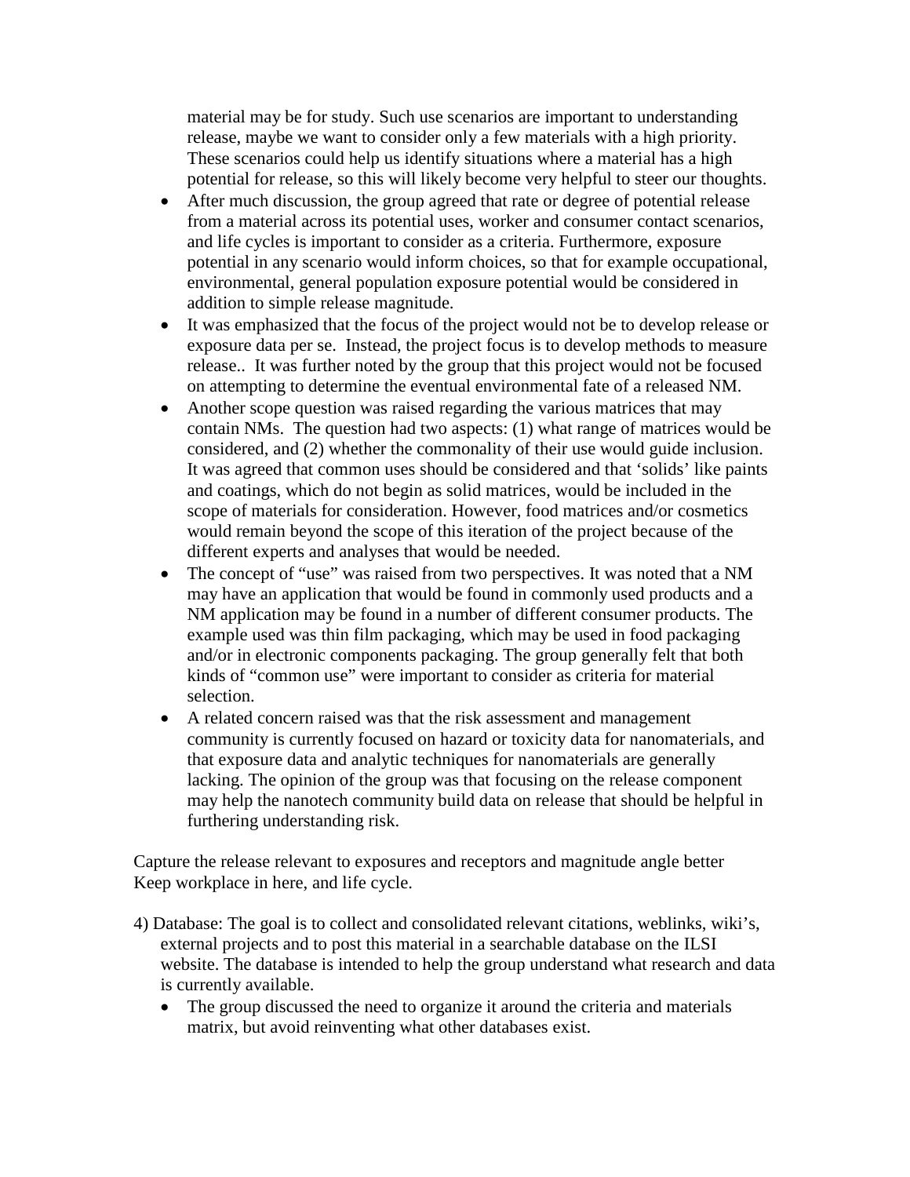material may be for study. Such use scenarios are important to understanding release, maybe we want to consider only a few materials with a high priority. These scenarios could help us identify situations where a material has a high potential for release, so this will likely become very helpful to steer our thoughts.

- After much discussion, the group agreed that rate or degree of potential release from a material across its potential uses, worker and consumer contact scenarios, and life cycles is important to consider as a criteria. Furthermore, exposure potential in any scenario would inform choices, so that for example occupational, environmental, general population exposure potential would be considered in addition to simple release magnitude.
- It was emphasized that the focus of the project would not be to develop release or exposure data per se. Instead, the project focus is to develop methods to measure release.. It was further noted by the group that this project would not be focused on attempting to determine the eventual environmental fate of a released NM.
- Another scope question was raised regarding the various matrices that may contain NMs. The question had two aspects: (1) what range of matrices would be considered, and (2) whether the commonality of their use would guide inclusion. It was agreed that common uses should be considered and that 'solids' like paints and coatings, which do not begin as solid matrices, would be included in the scope of materials for consideration. However, food matrices and/or cosmetics would remain beyond the scope of this iteration of the project because of the different experts and analyses that would be needed.
- The concept of "use" was raised from two perspectives. It was noted that a NM may have an application that would be found in commonly used products and a NM application may be found in a number of different consumer products. The example used was thin film packaging, which may be used in food packaging and/or in electronic components packaging. The group generally felt that both kinds of "common use" were important to consider as criteria for material selection.
- A related concern raised was that the risk assessment and management community is currently focused on hazard or toxicity data for nanomaterials, and that exposure data and analytic techniques for nanomaterials are generally lacking. The opinion of the group was that focusing on the release component may help the nanotech community build data on release that should be helpful in furthering understanding risk.

Capture the release relevant to exposures and receptors and magnitude angle better
Keep workplace in here, and life cycle.

4) Database: The goal is to collect and consolidated relevant citations, weblinks, wiki's, external projects and to post this material in a searchable database on the ILSI website. The database is intended to help the group understand what research and data is currently available.

- The group discussed the need to organize it around the criteria and materials matrix, but avoid reinventing what other databases exist.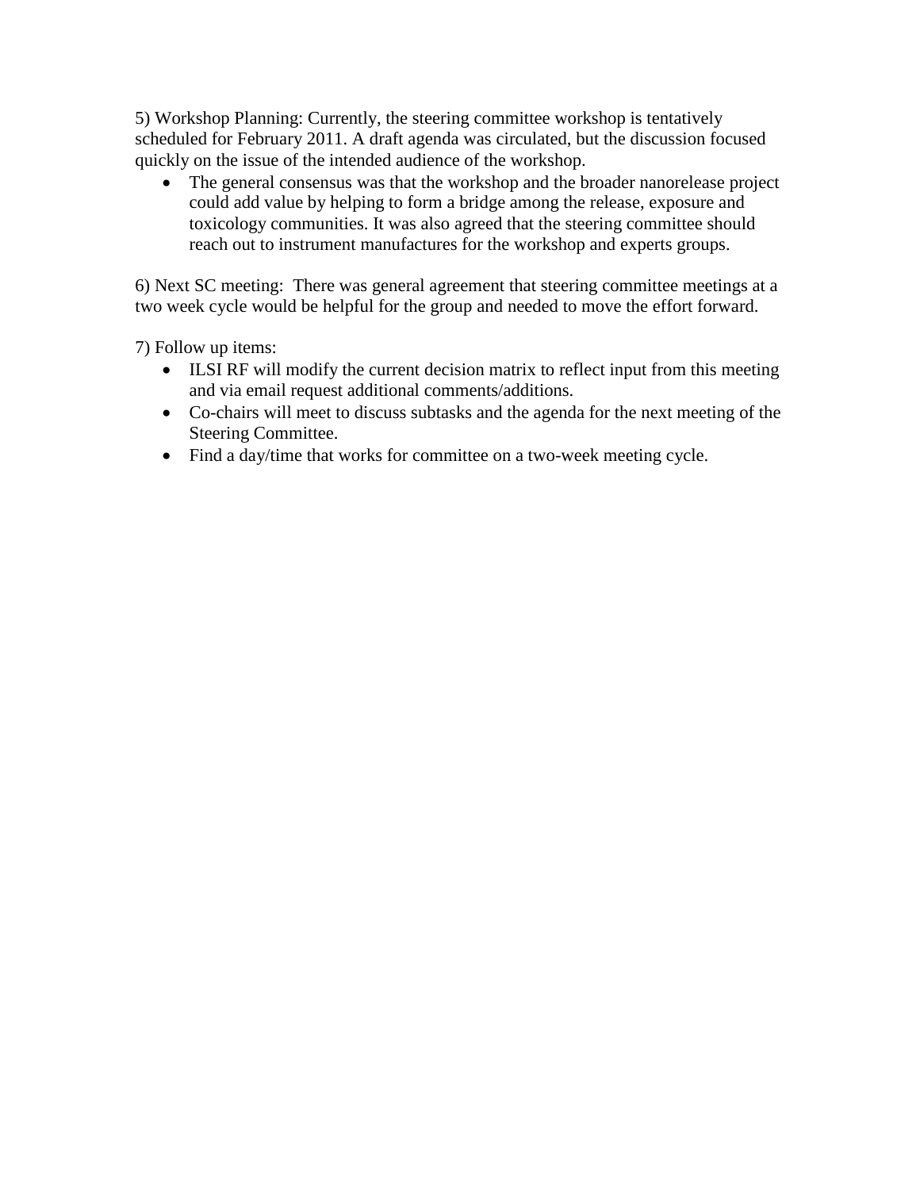5) Workshop Planning: Currently, the steering committee workshop is tentatively scheduled for February 2011. A draft agenda was circulated, but the discussion focused quickly on the issue of the intended audience of the workshop.

- The general consensus was that the workshop and the broader nanorelease project could add value by helping to form a bridge among the release, exposure and toxicology communities. It was also agreed that the steering committee should reach out to instrument manufactures for the workshop and experts groups.

6) Next SC meeting: There was general agreement that steering committee meetings at a two week cycle would be helpful for the group and needed to move the effort forward.

7) Follow up items:

- ILSI RF will modify the current decision matrix to reflect input from this meeting and via email request additional comments/additions.
- Co-chairs will meet to discuss subtasks and the agenda for the next meeting of the Steering Committee.
- Find a day/time that works for committee on a two-week meeting cycle.